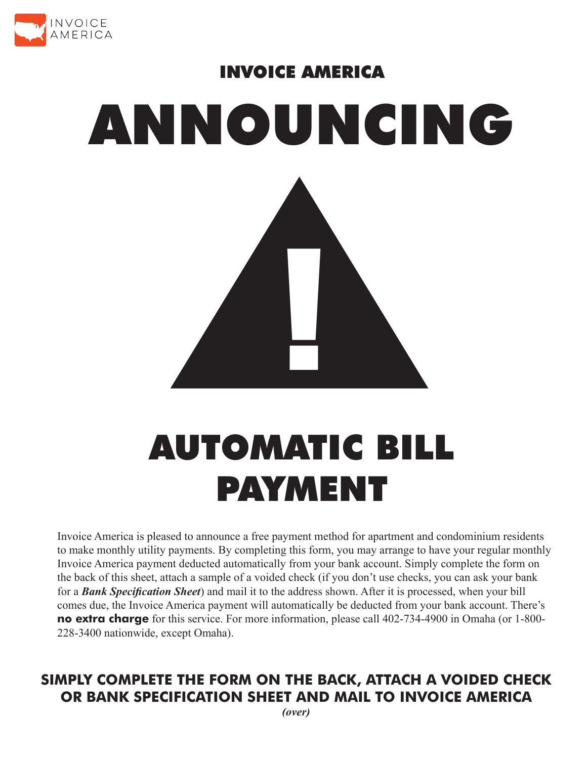INVOICE AMERICA

## INVOICE AMERICA

# ANNOUNCING

# AUTOMATIC BILL PAYMENT

Invoice America is pleased to announce a free payment method for apartment and condominium residents to make monthly utility payments. By completing this form, you may arrange to have your regular monthly Invoice America payment deducted automatically from your bank account. Simply complete the form on the back of this sheet, attach a sample of a voided check (if you don't use checks, you can ask your bank for a ***Bank Specification Sheet***) and mail it to the address shown. After it is processed, when your bill comes due, the Invoice America payment will automatically be deducted from your bank account. There's **no extra charge** for this service. For more information, please call 402-734-4900 in Omaha (or 1-800-228-3400 nationwide, except Omaha).

**SIMPLY COMPLETE THE FORM ON THE BACK, ATTACH A VOIDED CHECK OR BANK SPECIFICATION SHEET AND MAIL TO INVOICE AMERICA**

***(over)***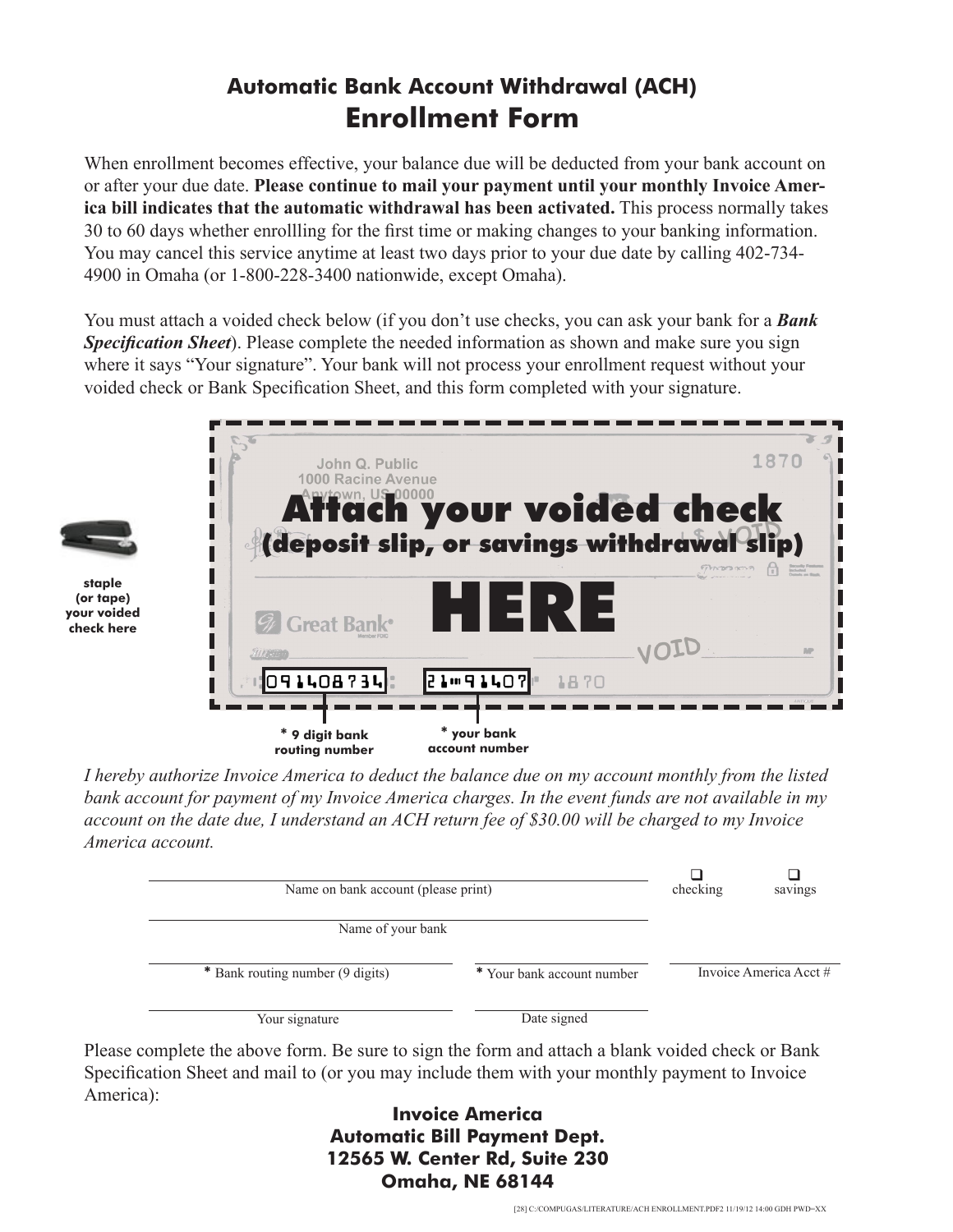# Automatic Bank Account Withdrawal (ACH)
## Enrollment Form

When enrollment becomes effective, your balance due will be deducted from your bank account on or after your due date. **Please continue to mail your payment until your monthly Invoice America bill indicates that the automatic withdrawal has been activated.** This process normally takes 30 to 60 days whether enrollling for the first time or making changes to your banking information. You may cancel this service anytime at least two days prior to your due date by calling 402-734-4900 in Omaha (or 1-800-228-3400 nationwide, except Omaha).

You must attach a voided check below (if you don't use checks, you can ask your bank for a ***Bank Specification Sheet***). Please complete the needed information as shown and make sure you sign where it says "Your signature". Your bank will not process your enrollment request without your voided check or Bank Specification Sheet, and this form completed with your signature.

**staple (or tape) your voided check here**

**Attach your voided check (deposit slip, or savings withdrawal slip) HERE**

John Q. Public
1000 Racine Avenue
Anytown, US 00000

1870

VOID

Great Bank

091408734 21 91407 1870

**\* 9 digit bank routing number**

**\* your bank account number**

*I hereby authorize Invoice America to deduct the balance due on my account monthly from the listed bank account for payment of my Invoice America charges. In the event funds are not available in my account on the date due, I understand an ACH return fee of $30.00 will be charged to my Invoice America account.*

Name on bank account (please print) ____________________ ☐ checking ☐ savings

Name of your bank ____________________

\* Bank routing number (9 digits) ____________________

\* Your bank account number ____________________

Invoice America Acct # ____________________

Your signature ____________________

Date signed ____________________

Please complete the above form. Be sure to sign the form and attach a blank voided check or Bank Specification Sheet and mail to (or you may include them with your monthly payment to Invoice America):

**Invoice America**
**Automatic Bill Payment Dept.**
**12565 W. Center Rd, Suite 230**
**Omaha, NE 68144**

[28] C:/COMPUGAS/LITERATURE/ACH ENROLLMENT.PDF2 11/19/12 14:00 GDH PWD=XX